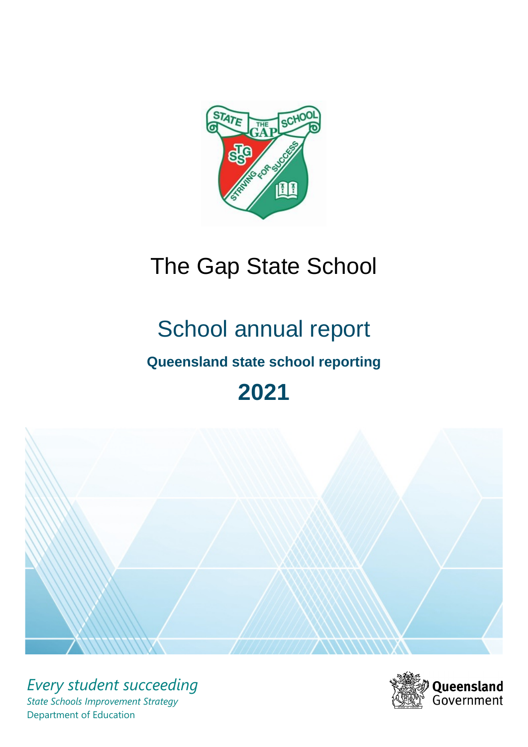# The Gap State School

## School annual report

**Queensland state school reporting**

**2021**

*Every student succeeding*

*State Schools Improvement Strategy*

Department of Education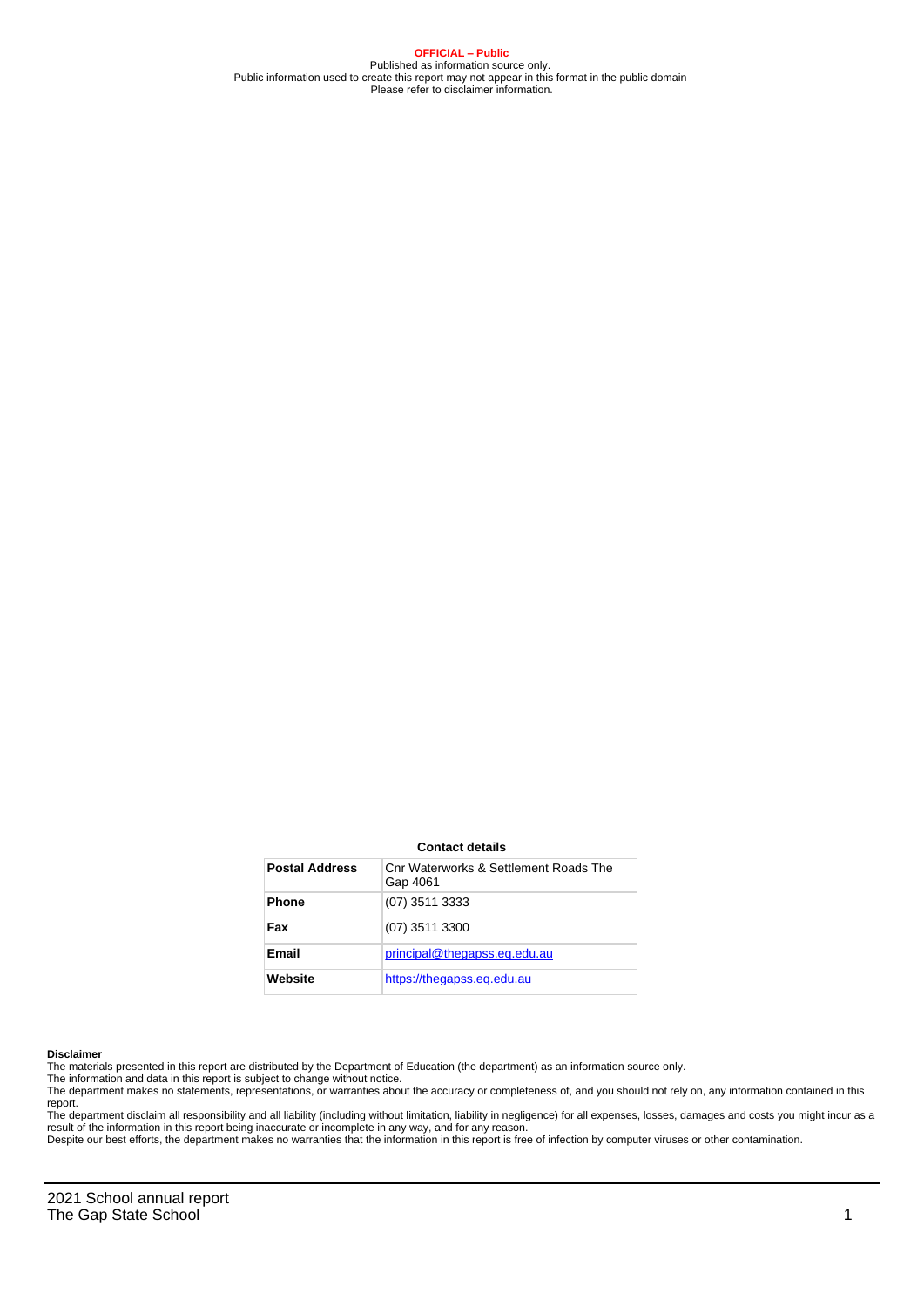**OFFICIAL – Public**
Published as information source only.
Public information used to create this report may not appear in this format in the public domain
Please refer to disclaimer information.

**Contact details**

| **Postal Address** | Cnr Waterworks & Settlement Roads The Gap 4061 |
|---|---|
| **Phone** | (07) 3511 3333 |
| **Fax** | (07) 3511 3300 |
| **Email** | principal@thegapss.eq.edu.au |
| **Website** | https://thegapss.eq.edu.au |

**Disclaimer**

The materials presented in this report are distributed by the Department of Education (the department) as an information source only.

The information and data in this report is subject to change without notice.

The department makes no statements, representations, or warranties about the accuracy or completeness of, and you should not rely on, any information contained in this report.

The department disclaim all responsibility and all liability (including without limitation, liability in negligence) for all expenses, losses, damages and costs you might incur as a result of the information in this report being inaccurate or incomplete in any way, and for any reason.

Despite our best efforts, the department makes no warranties that the information in this report is free of infection by computer viruses or other contamination.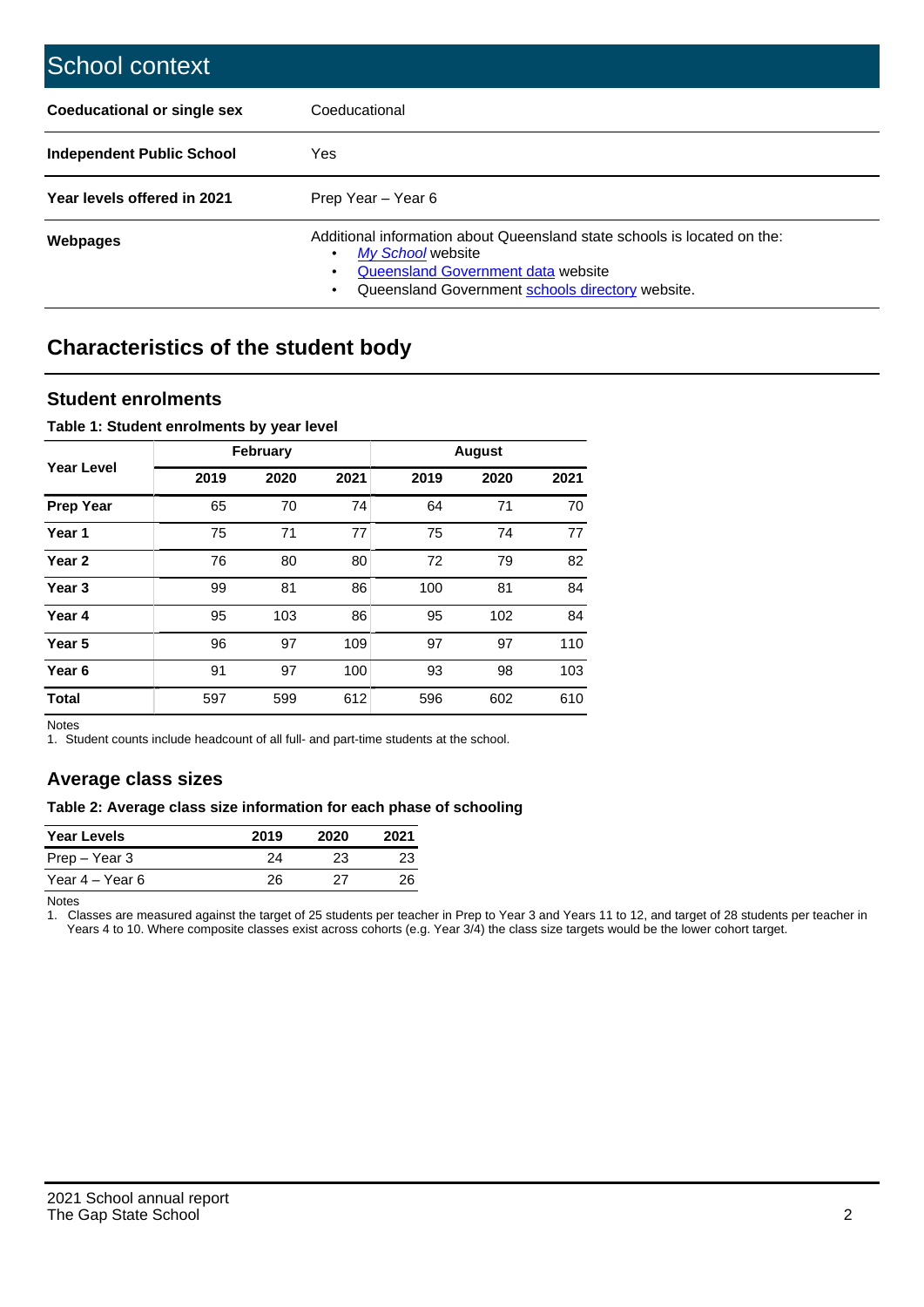# School context

| | |
|---|---|
| **Coeducational or single sex** | Coeducational |
| **Independent Public School** | Yes |
| **Year levels offered in 2021** | Prep Year – Year 6 |
| **Webpages** | Additional information about Queensland state schools is located on the:<br>• *My School* website<br>• Queensland Government data website<br>• Queensland Government schools directory website. |

## Characteristics of the student body

### Student enrolments

**Table 1: Student enrolments by year level**

| Year Level | February | | | August | | |
|---|---|---|---|---|---|---|
| | 2019 | 2020 | 2021 | 2019 | 2020 | 2021 |
| **Prep Year** | 65 | 70 | 74 | 64 | 71 | 70 |
| **Year 1** | 75 | 71 | 77 | 75 | 74 | 77 |
| **Year 2** | 76 | 80 | 80 | 72 | 79 | 82 |
| **Year 3** | 99 | 81 | 86 | 100 | 81 | 84 |
| **Year 4** | 95 | 103 | 86 | 95 | 102 | 84 |
| **Year 5** | 96 | 97 | 109 | 97 | 97 | 110 |
| **Year 6** | 91 | 97 | 100 | 93 | 98 | 103 |
| **Total** | 597 | 599 | 612 | 596 | 602 | 610 |

Notes

1. Student counts include headcount of all full- and part-time students at the school.

### Average class sizes

**Table 2: Average class size information for each phase of schooling**

| Year Levels | 2019 | 2020 | 2021 |
|---|---|---|---|
| Prep – Year 3 | 24 | 23 | 23 |
| Year 4 – Year 6 | 26 | 27 | 26 |

Notes

1. Classes are measured against the target of 25 students per teacher in Prep to Year 3 and Years 11 to 12, and target of 28 students per teacher in Years 4 to 10. Where composite classes exist across cohorts (e.g. Year 3/4) the class size targets would be the lower cohort target.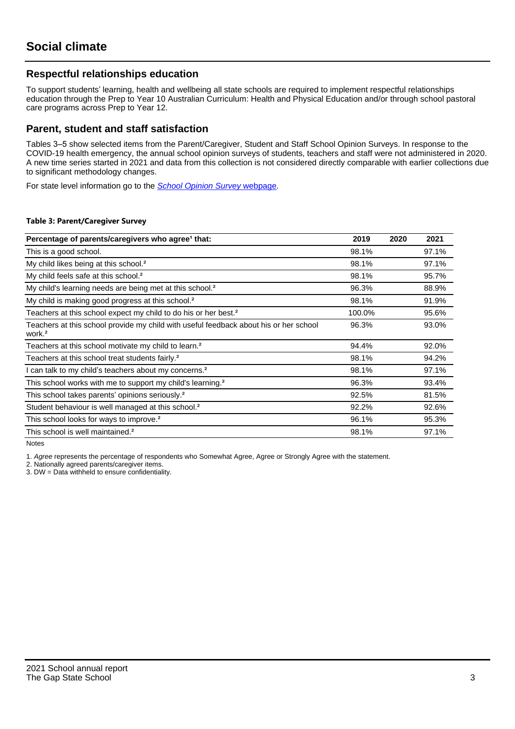# Social climate

## Respectful relationships education

To support students' learning, health and wellbeing all state schools are required to implement respectful relationships education through the Prep to Year 10 Australian Curriculum: Health and Physical Education and/or through school pastoral care programs across Prep to Year 12.

## Parent, student and staff satisfaction

Tables 3–5 show selected items from the Parent/Caregiver, Student and Staff School Opinion Surveys. In response to the COVID-19 health emergency, the annual school opinion surveys of students, teachers and staff were not administered in 2020. A new time series started in 2021 and data from this collection is not considered directly comparable with earlier collections due to significant methodology changes.

For state level information go to the *School Opinion Survey* webpage.

**Table 3: Parent/Caregiver Survey**

| Percentage of parents/caregivers who agree[1] that: | 2019 | 2020 | 2021 |
|---|---|---|---|
| This is a good school. | 98.1% | | 97.1% |
| My child likes being at this school.[2] | 98.1% | | 97.1% |
| My child feels safe at this school.[2] | 98.1% | | 95.7% |
| My child's learning needs are being met at this school.[2] | 96.3% | | 88.9% |
| My child is making good progress at this school.[2] | 98.1% | | 91.9% |
| Teachers at this school expect my child to do his or her best.[2] | 100.0% | | 95.6% |
| Teachers at this school provide my child with useful feedback about his or her school work.[2] | 96.3% | | 93.0% |
| Teachers at this school motivate my child to learn.[2] | 94.4% | | 92.0% |
| Teachers at this school treat students fairly.[2] | 98.1% | | 94.2% |
| I can talk to my child's teachers about my concerns.[2] | 98.1% | | 97.1% |
| This school works with me to support my child's learning.[2] | 96.3% | | 93.4% |
| This school takes parents' opinions seriously.[2] | 92.5% | | 81.5% |
| Student behaviour is well managed at this school.[2] | 92.2% | | 92.6% |
| This school looks for ways to improve.[2] | 96.1% | | 95.3% |
| This school is well maintained.[2] | 98.1% | | 97.1% |

Notes

1. *Agree* represents the percentage of respondents who Somewhat Agree, Agree or Strongly Agree with the statement.

2. Nationally agreed parents/caregiver items.

3. DW = Data withheld to ensure confidentiality.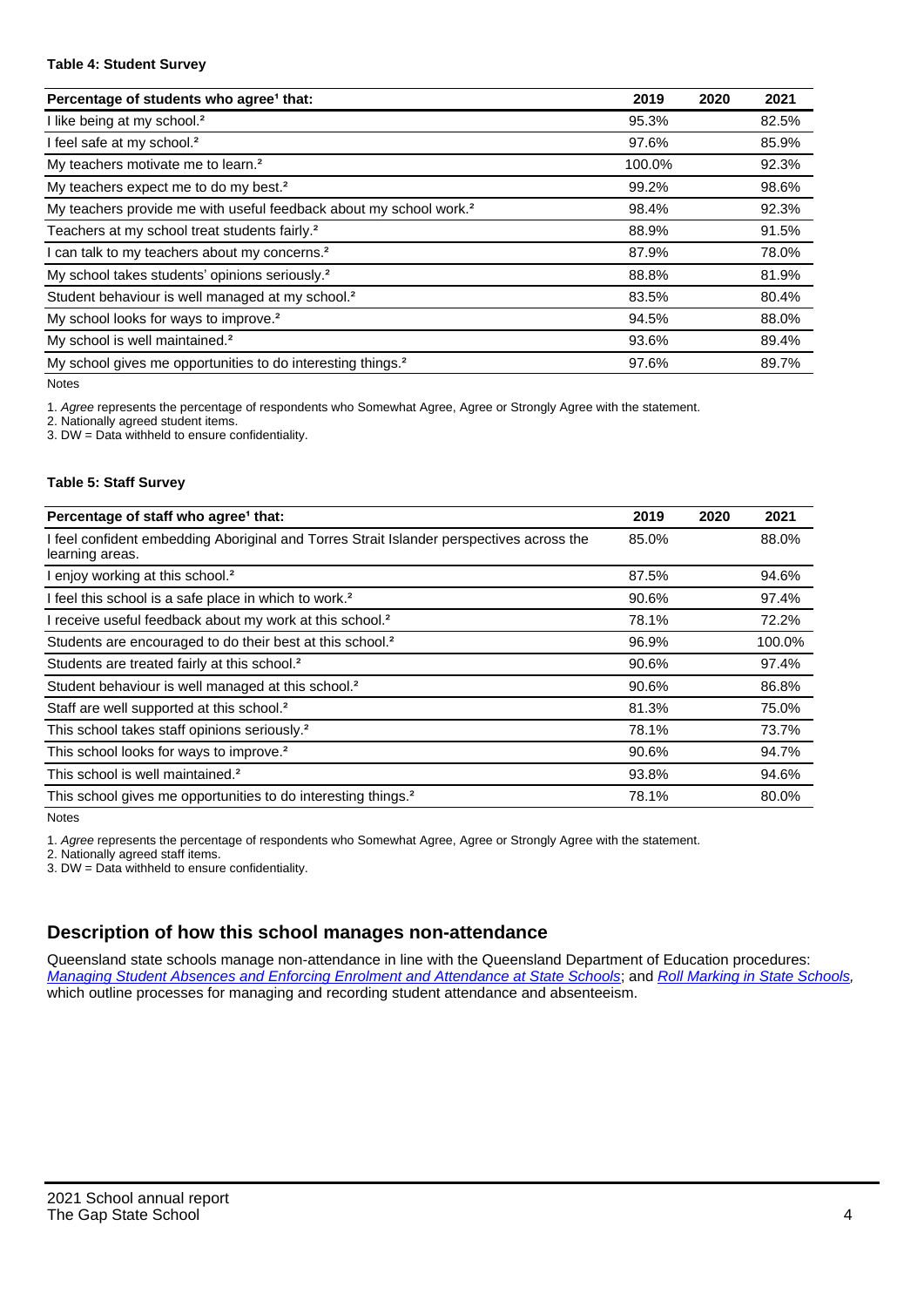**Table 4: Student Survey**

| Percentage of students who agree[1] that: | 2019 | 2020 | 2021 |
|---|---|---|---|
| I like being at my school.[2] | 95.3% | | 82.5% |
| I feel safe at my school.[2] | 97.6% | | 85.9% |
| My teachers motivate me to learn.[2] | 100.0% | | 92.3% |
| My teachers expect me to do my best.[2] | 99.2% | | 98.6% |
| My teachers provide me with useful feedback about my school work.[2] | 98.4% | | 92.3% |
| Teachers at my school treat students fairly.[2] | 88.9% | | 91.5% |
| I can talk to my teachers about my concerns.[2] | 87.9% | | 78.0% |
| My school takes students' opinions seriously.[2] | 88.8% | | 81.9% |
| Student behaviour is well managed at my school.[2] | 83.5% | | 80.4% |
| My school looks for ways to improve.[2] | 94.5% | | 88.0% |
| My school is well maintained.[2] | 93.6% | | 89.4% |
| My school gives me opportunities to do interesting things.[2] | 97.6% | | 89.7% |

Notes

1. *Agree* represents the percentage of respondents who Somewhat Agree, Agree or Strongly Agree with the statement.
2. Nationally agreed student items.
3. DW = Data withheld to ensure confidentiality.

**Table 5: Staff Survey**

| Percentage of staff who agree[1] that: | 2019 | 2020 | 2021 |
|---|---|---|---|
| I feel confident embedding Aboriginal and Torres Strait Islander perspectives across the learning areas. | 85.0% | | 88.0% |
| I enjoy working at this school.[2] | 87.5% | | 94.6% |
| I feel this school is a safe place in which to work.[2] | 90.6% | | 97.4% |
| I receive useful feedback about my work at this school.[2] | 78.1% | | 72.2% |
| Students are encouraged to do their best at this school.[2] | 96.9% | | 100.0% |
| Students are treated fairly at this school.[2] | 90.6% | | 97.4% |
| Student behaviour is well managed at this school.[2] | 90.6% | | 86.8% |
| Staff are well supported at this school.[2] | 81.3% | | 75.0% |
| This school takes staff opinions seriously.[2] | 78.1% | | 73.7% |
| This school looks for ways to improve.[2] | 90.6% | | 94.7% |
| This school is well maintained.[2] | 93.8% | | 94.6% |
| This school gives me opportunities to do interesting things.[2] | 78.1% | | 80.0% |

Notes

1. *Agree* represents the percentage of respondents who Somewhat Agree, Agree or Strongly Agree with the statement.
2. Nationally agreed staff items.
3. DW = Data withheld to ensure confidentiality.

## Description of how this school manages non-attendance

Queensland state schools manage non-attendance in line with the Queensland Department of Education procedures: *Managing Student Absences and Enforcing Enrolment and Attendance at State Schools*; and *Roll Marking in State Schools,* which outline processes for managing and recording student attendance and absenteeism.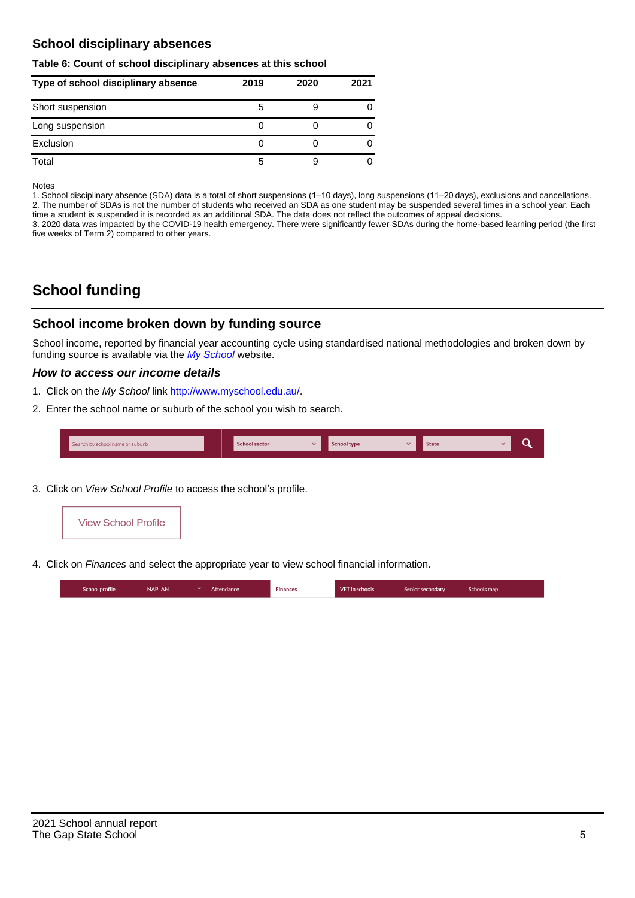## School disciplinary absences

**Table 6: Count of school disciplinary absences at this school**

| Type of school disciplinary absence | 2019 | 2020 | 2021 |
|---|---|---|---|
| Short suspension | 5 | 9 | 0 |
| Long suspension | 0 | 0 | 0 |
| Exclusion | 0 | 0 | 0 |
| Total | 5 | 9 | 0 |

Notes
1. School disciplinary absence (SDA) data is a total of short suspensions (1–10 days), long suspensions (11–20 days), exclusions and cancellations.
2. The number of SDAs is not the number of students who received an SDA as one student may be suspended several times in a school year. Each time a student is suspended it is recorded as an additional SDA. The data does not reflect the outcomes of appeal decisions.
3. 2020 data was impacted by the COVID-19 health emergency. There were significantly fewer SDAs during the home-based learning period (the first five weeks of Term 2) compared to other years.

# School funding

## School income broken down by funding source

School income, reported by financial year accounting cycle using standardised national methodologies and broken down by funding source is available via the *My School* website.

### *How to access our income details*

1. Click on the *My School* link http://www.myschool.edu.au/.
2. Enter the school name or suburb of the school you wish to search.

Search by school name or suburb | School sector | School type | State

3. Click on *View School Profile* to access the school's profile.

View School Profile

4. Click on *Finances* and select the appropriate year to view school financial information.

School profile | NAPLAN | Attendance | Finances | VET in schools | Senior secondary | Schools map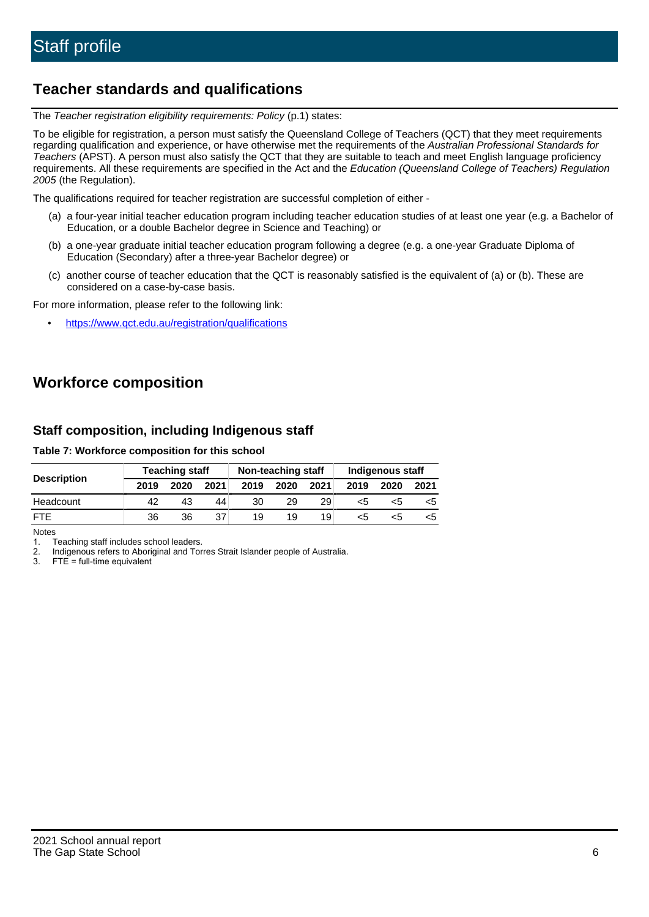# Staff profile

## Teacher standards and qualifications

The *Teacher registration eligibility requirements: Policy* (p.1) states:

To be eligible for registration, a person must satisfy the Queensland College of Teachers (QCT) that they meet requirements regarding qualification and experience, or have otherwise met the requirements of the *Australian Professional Standards for Teachers* (APST). A person must also satisfy the QCT that they are suitable to teach and meet English language proficiency requirements. All these requirements are specified in the Act and the *Education (Queensland College of Teachers) Regulation 2005* (the Regulation).

The qualifications required for teacher registration are successful completion of either -

(a) a four-year initial teacher education program including teacher education studies of at least one year (e.g. a Bachelor of Education, or a double Bachelor degree in Science and Teaching) or

(b) a one-year graduate initial teacher education program following a degree (e.g. a one-year Graduate Diploma of Education (Secondary) after a three-year Bachelor degree) or

(c) another course of teacher education that the QCT is reasonably satisfied is the equivalent of (a) or (b). These are considered on a case-by-case basis.

For more information, please refer to the following link:

- https://www.qct.edu.au/registration/qualifications

## Workforce composition

### Staff composition, including Indigenous staff

**Table 7: Workforce composition for this school**

| Description | Teaching staff | | | Non-teaching staff | | | Indigenous staff | | |
|---|---|---|---|---|---|---|---|---|---|
| | 2019 | 2020 | 2021 | 2019 | 2020 | 2021 | 2019 | 2020 | 2021 |
| Headcount | 42 | 43 | 44 | 30 | 29 | 29 | <5 | <5 | <5 |
| FTE | 36 | 36 | 37 | 19 | 19 | 19 | <5 | <5 | <5 |

Notes

1. Teaching staff includes school leaders.
2. Indigenous refers to Aboriginal and Torres Strait Islander people of Australia.
3. FTE = full-time equivalent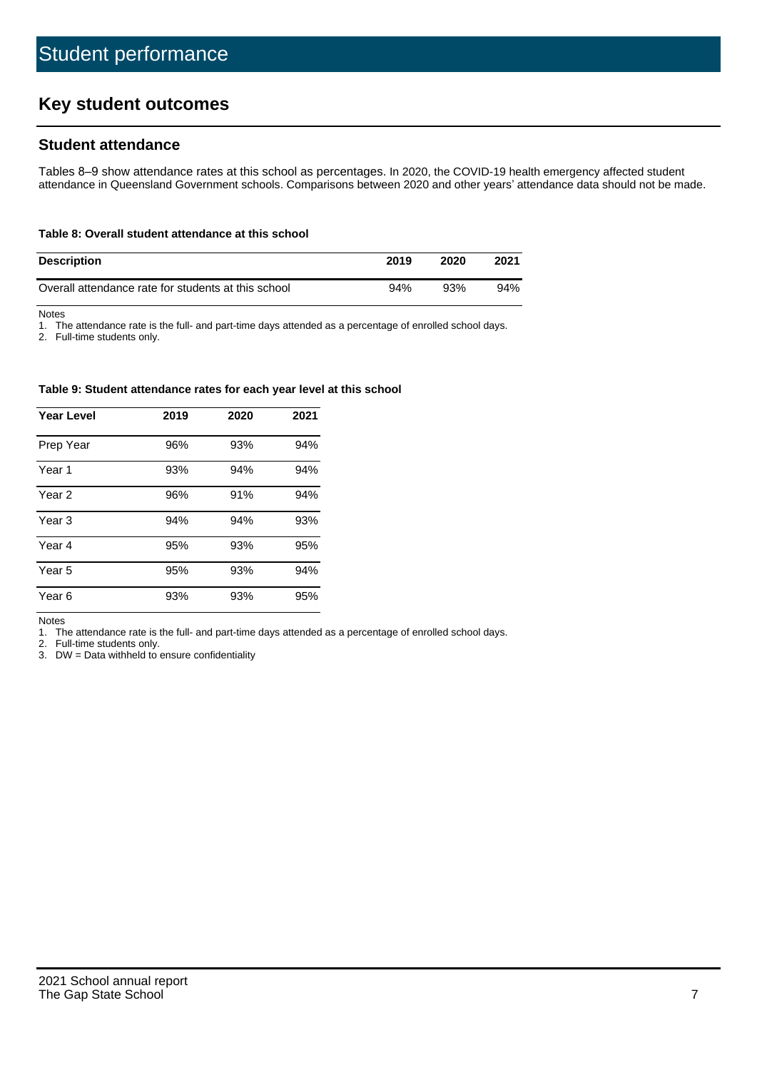# Student performance

## Key student outcomes

### Student attendance

Tables 8–9 show attendance rates at this school as percentages. In 2020, the COVID-19 health emergency affected student attendance in Queensland Government schools. Comparisons between 2020 and other years' attendance data should not be made.

**Table 8: Overall student attendance at this school**

| Description | 2019 | 2020 | 2021 |
|---|---|---|---|
| Overall attendance rate for students at this school | 94% | 93% | 94% |

Notes

1. The attendance rate is the full- and part-time days attended as a percentage of enrolled school days.
2. Full-time students only.

**Table 9: Student attendance rates for each year level at this school**

| Year Level | 2019 | 2020 | 2021 |
|---|---|---|---|
| Prep Year | 96% | 93% | 94% |
| Year 1 | 93% | 94% | 94% |
| Year 2 | 96% | 91% | 94% |
| Year 3 | 94% | 94% | 93% |
| Year 4 | 95% | 93% | 95% |
| Year 5 | 95% | 93% | 94% |
| Year 6 | 93% | 93% | 95% |

Notes

1. The attendance rate is the full- and part-time days attended as a percentage of enrolled school days.
2. Full-time students only.
3. DW = Data withheld to ensure confidentiality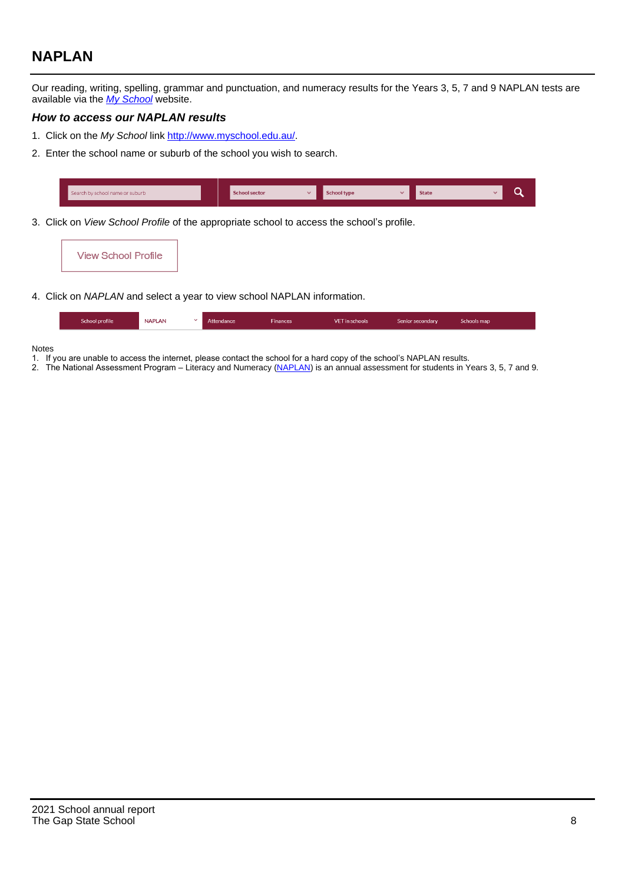## NAPLAN

Our reading, writing, spelling, grammar and punctuation, and numeracy results for the Years 3, 5, 7 and 9 NAPLAN tests are available via the [*My School*](http://www.myschool.edu.au/) website.

### *How to access our NAPLAN results*

1. Click on the *My School* link [http://www.myschool.edu.au/](http://www.myschool.edu.au/).
2. Enter the school name or suburb of the school you wish to search.

Search by school name or suburb | School sector | School type | State

3. Click on *View School Profile* of the appropriate school to access the school's profile.

View School Profile

4. Click on *NAPLAN* and select a year to view school NAPLAN information.

School profile | NAPLAN | Attendance | Finances | VET in schools | Senior secondary | Schools map

Notes

1. If you are unable to access the internet, please contact the school for a hard copy of the school's NAPLAN results.
2. The National Assessment Program – Literacy and Numeracy ([NAPLAN](http://www.nap.edu.au/naplan)) is an annual assessment for students in Years 3, 5, 7 and 9.